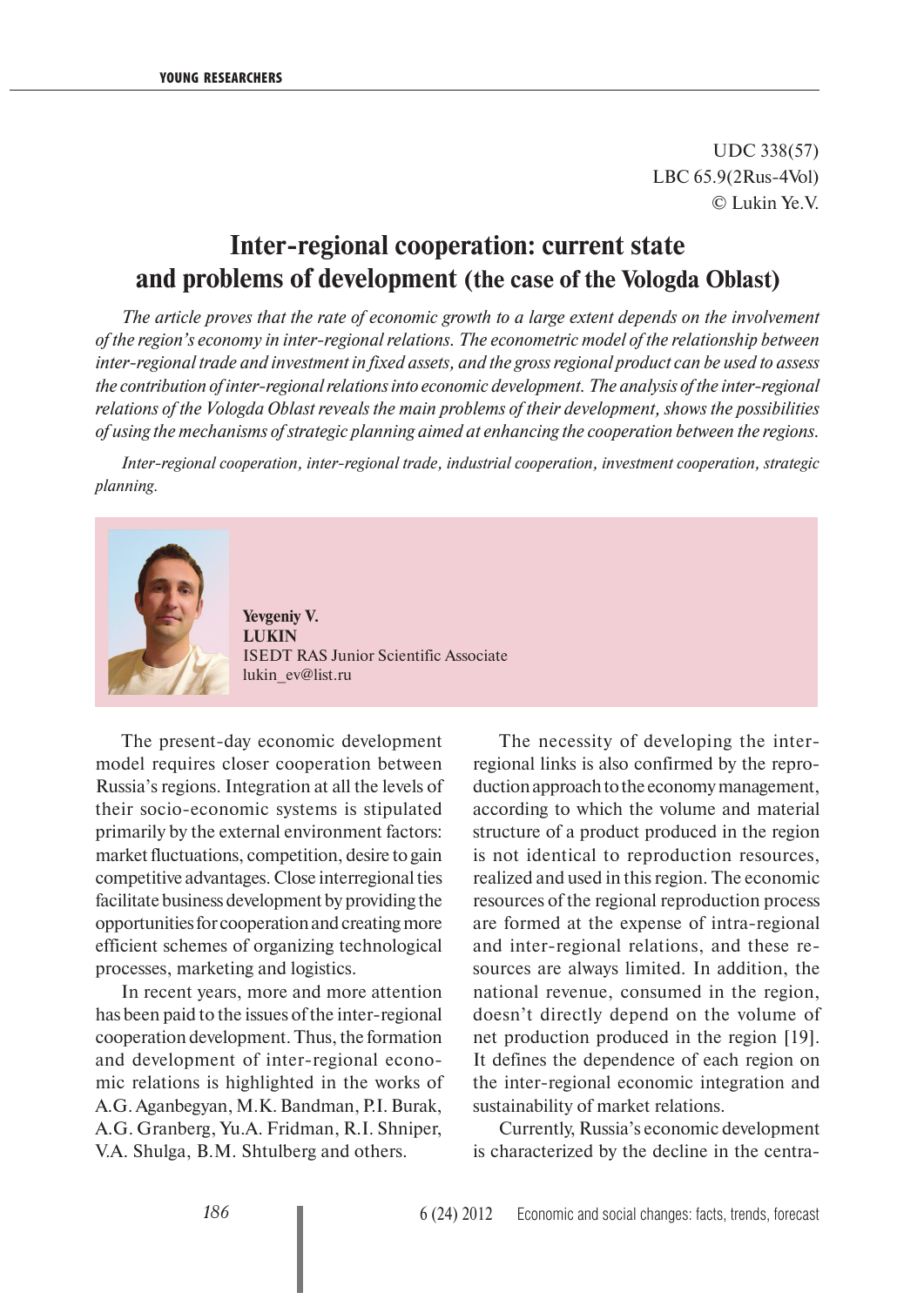UDC 338(57)
LBC 65.9(2Rus-4Vol)
© Lukin Ye.V.

# Inter-regional cooperation: current state and problems of development (the case of the Vologda Oblast)

*The article proves that the rate of economic growth to a large extent depends on the involvement of the region's economy in inter-regional relations. The econometric model of the relationship between inter-regional trade and investment in fixed assets, and the gross regional product can be used to assess the contribution of inter-regional relations into economic development. The analysis of the inter-regional relations of the Vologda Oblast reveals the main problems of their development, shows the possibilities of using the mechanisms of strategic planning aimed at enhancing the cooperation between the regions.*

*Inter-regional cooperation, inter-regional trade, industrial cooperation, investment cooperation, strategic planning.*

**Yevgeniy V. LUKIN**
ISEDT RAS Junior Scientific Associate
lukin_ev@list.ru

The present-day economic development model requires closer cooperation between Russia's regions. Integration at all the levels of their socio-economic systems is stipulated primarily by the external environment factors: market fluctuations, competition, desire to gain competitive advantages. Close interregional ties facilitate business development by providing the opportunities for cooperation and creating more efficient schemes of organizing technological processes, marketing and logistics.

In recent years, more and more attention has been paid to the issues of the inter-regional cooperation development. Thus, the formation and development of inter-regional economic relations is highlighted in the works of A.G. Aganbegyan, M.K. Bandman, P.I. Burak, A.G. Granberg, Yu.A. Fridman, R.I. Shniper, V.A. Shulga, B.M. Shtulberg and others.

The necessity of developing the inter-regional links is also confirmed by the reproduction approach to the economy management, according to which the volume and material structure of a product produced in the region is not identical to reproduction resources, realized and used in this region. The economic resources of the regional reproduction process are formed at the expense of intra-regional and inter-regional relations, and these resources are always limited. In addition, the national revenue, consumed in the region, doesn't directly depend on the volume of net production produced in the region [19]. It defines the dependence of each region on the inter-regional economic integration and sustainability of market relations.

Currently, Russia's economic development is characterized by the decline in the centra-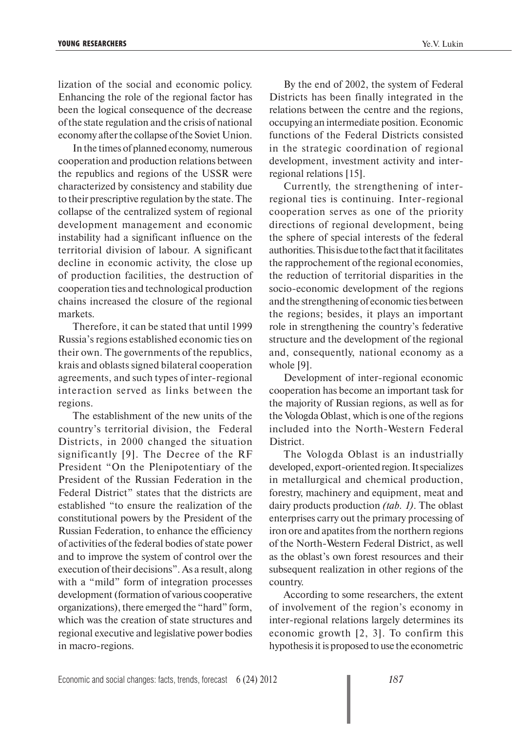lization of the social and economic policy. Enhancing the role of the regional factor has been the logical consequence of the decrease of the state regulation and the crisis of national economy after the collapse of the Soviet Union.

In the times of planned economy, numerous cooperation and production relations between the republics and regions of the USSR were characterized by consistency and stability due to their prescriptive regulation by the state. The collapse of the centralized system of regional development management and economic instability had a significant influence on the territorial division of labour. A significant decline in economic activity, the close up of production facilities, the destruction of cooperation ties and technological production chains increased the closure of the regional markets.

Therefore, it can be stated that until 1999 Russia's regions established economic ties on their own. The governments of the republics, krais and oblasts signed bilateral cooperation agreements, and such types of inter-regional interaction served as links between the regions.

The establishment of the new units of the country's territorial division, the Federal Districts, in 2000 changed the situation significantly [9]. The Decree of the RF President "On the Plenipotentiary of the President of the Russian Federation in the Federal District" states that the districts are established "to ensure the realization of the constitutional powers by the President of the Russian Federation, to enhance the efficiency of activities of the federal bodies of state power and to improve the system of control over the execution of their decisions". As a result, along with a "mild" form of integration processes development (formation of various cooperative organizations), there emerged the "hard" form, which was the creation of state structures and regional executive and legislative power bodies in macro-regions.

By the end of 2002, the system of Federal Districts has been finally integrated in the relations between the centre and the regions, occupying an intermediate position. Economic functions of the Federal Districts consisted in the strategic coordination of regional development, investment activity and inter-regional relations [15].

Currently, the strengthening of inter-regional ties is continuing. Inter-regional cooperation serves as one of the priority directions of regional development, being the sphere of special interests of the federal authorities. This is due to the fact that it facilitates the rapprochement of the regional economies, the reduction of territorial disparities in the socio-economic development of the regions and the strengthening of economic ties between the regions; besides, it plays an important role in strengthening the country's federative structure and the development of the regional and, consequently, national economy as a whole [9].

Development of inter-regional economic cooperation has become an important task for the majority of Russian regions, as well as for the Vologda Oblast, which is one of the regions included into the North-Western Federal District.

The Vologda Oblast is an industrially developed, export-oriented region. It specializes in metallurgical and chemical production, forestry, machinery and equipment, meat and dairy products production *(tab. 1)*. The oblast enterprises carry out the primary processing of iron ore and apatites from the northern regions of the North-Western Federal District, as well as the oblast's own forest resources and their subsequent realization in other regions of the country.

According to some researchers, the extent of involvement of the region's economy in inter-regional relations largely determines its economic growth [2, 3]. To confirm this hypothesis it is proposed to use the econometric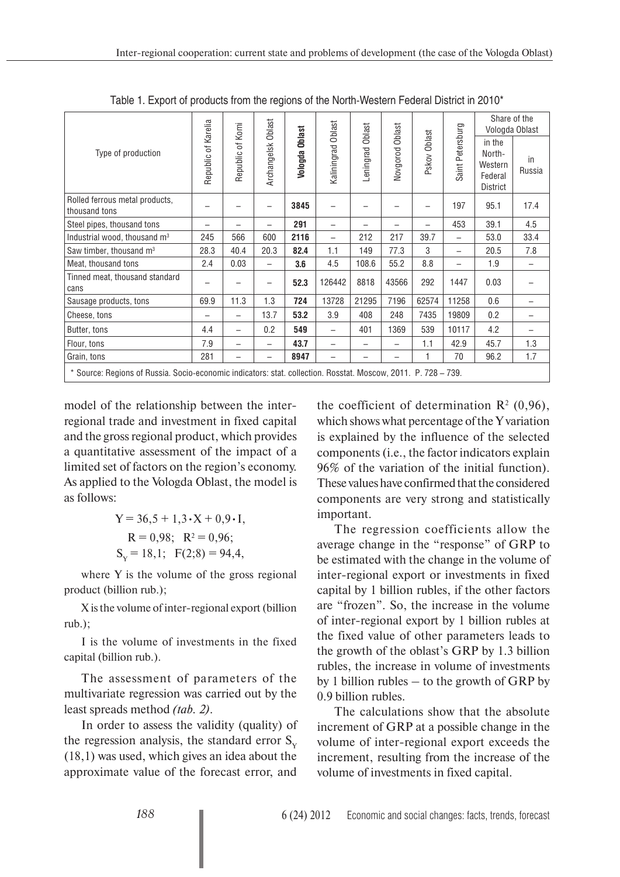Table 1. Export of products from the regions of the North-Western Federal District in 2010*

| Type of production | Republic of Karelia | Republic of Komi | Archangelsk Oblast | **Vologda Oblast** | Kaliningrad Oblast | Leningrad Oblast | Novgorod Oblast | Pskov Oblast | Saint Petersburg | Share of the Vologda Oblast | |
|---|---|---|---|---|---|---|---|---|---|---|---|
| | | | | | | | | | | in the North-Western Federal District | in Russia |
| Rolled ferrous metal products, thousand tons | – | – | – | **3845** | – | – | – | – | 197 | 95.1 | 17.4 |
| Steel pipes, thousand tons | – | – | – | **291** | – | – | – | – | 453 | 39.1 | 4.5 |
| Industrial wood, thousand m³ | 245 | 566 | 600 | **2116** | – | 212 | 217 | 39.7 | – | 53.0 | 33.4 |
| Saw timber, thousand m³ | 28.3 | 40.4 | 20.3 | **82.4** | 1.1 | 149 | 77.3 | 3 | – | 20.5 | 7.8 |
| Meat, thousand tons | 2.4 | 0.03 | – | **3.6** | 4.5 | 108.6 | 55.2 | 8.8 | – | 1.9 | – |
| Tinned meat, thousand standard cans | – | – | – | **52.3** | 126442 | 8818 | 43566 | 292 | 1447 | 0.03 | – |
| Sausage products, tons | 69.9 | 11.3 | 1.3 | **724** | 13728 | 21295 | 7196 | 62574 | 11258 | 0.6 | – |
| Cheese, tons | – | – | 13.7 | **53.2** | 3.9 | 408 | 248 | 7435 | 19809 | 0.2 | – |
| Butter, tons | 4.4 | – | 0.2 | **549** | – | 401 | 1369 | 539 | 10117 | 4.2 | – |
| Flour, tons | 7.9 | – | – | **43.7** | – | – | – | 1.1 | 42.9 | 45.7 | 1.3 |
| Grain, tons | 281 | – | – | **8947** | – | – | – | 1 | 70 | 96.2 | 1.7 |

* Source: Regions of Russia. Socio-economic indicators: stat. collection. Rosstat. Moscow, 2011. P. 728 – 739.

model of the relationship between the inter-regional trade and investment in fixed capital and the gross regional product, which provides a quantitative assessment of the impact of a limited set of factors on the region's economy. As applied to the Vologda Oblast, the model is as follows:

$$Y = 36,5 + 1,3 \cdot X + 0,9 \cdot I,$$
$$R = 0,98; \quad R^2 = 0,96;$$
$$S_Y = 18,1; \quad F(2;8) = 94,4,$$

where Y is the volume of the gross regional product (billion rub.);

X is the volume of inter-regional export (billion rub.);

I is the volume of investments in the fixed capital (billion rub.).

The assessment of parameters of the multivariate regression was carried out by the least spreads method *(tab. 2)*.

In order to assess the validity (quality) of the regression analysis, the standard error $S_Y$ (18,1) was used, which gives an idea about the approximate value of the forecast error, and the coefficient of determination $R^2$ (0,96), which shows what percentage of the Y variation is explained by the influence of the selected components (i.e., the factor indicators explain 96% of the variation of the initial function). These values have confirmed that the considered components are very strong and statistically important.

The regression coefficients allow the average change in the "response" of GRP to be estimated with the change in the volume of inter-regional export or investments in fixed capital by 1 billion rubles, if the other factors are "frozen". So, the increase in the volume of inter-regional export by 1 billion rubles at the fixed value of other parameters leads to the growth of the oblast's GRP by 1.3 billion rubles, the increase in volume of investments by 1 billion rubles – to the growth of GRP by 0.9 billion rubles.

The calculations show that the absolute increment of GRP at a possible change in the volume of inter-regional export exceeds the increment, resulting from the increase of the volume of investments in fixed capital.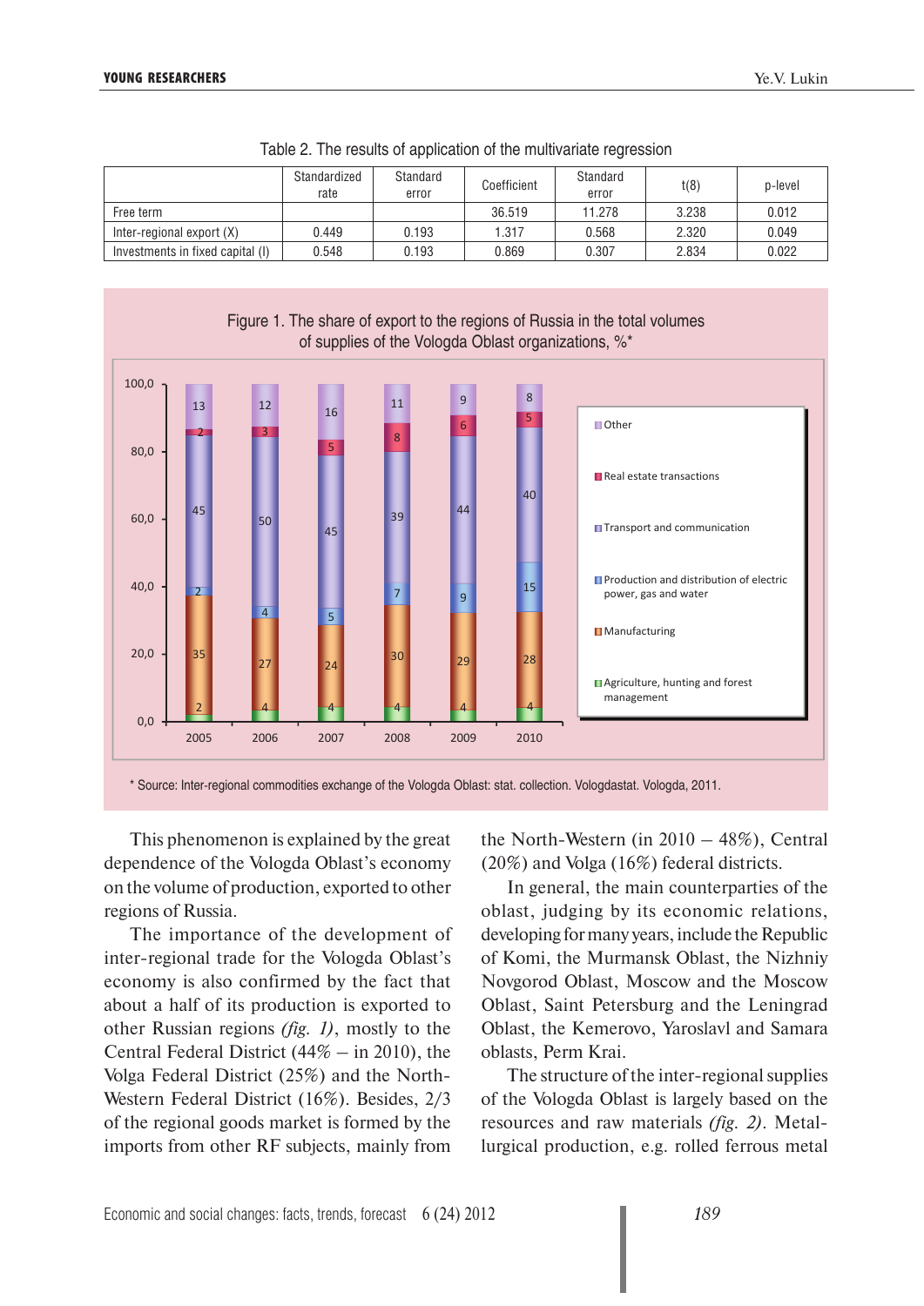Table 2. The results of application of the multivariate regression

| | Standardized rate | Standard error | Coefficient | Standard error | t(8) | p-level |
|---|---|---|---|---|---|---|
| Free term | | | 36.519 | 11.278 | 3.238 | 0.012 |
| Inter-regional export (X) | 0.449 | 0.193 | 1.317 | 0.568 | 2.320 | 0.049 |
| Investments in fixed capital (I) | 0.548 | 0.193 | 0.869 | 0.307 | 2.834 | 0.022 |

Figure 1. The share of export to the regions of Russia in the total volumes of supplies of the Vologda Oblast organizations, %*

| | 2005 | 2006 | 2007 | 2008 | 2009 | 2010 |
|---|---|---|---|---|---|---|
| Other | 13 | 12 | 16 | 11 | 9 | 8 |
| Real estate transactions | 2 | 3 | 5 | 8 | 6 | 5 |
| Transport and communication | 45 | 50 | 45 | 39 | 44 | 40 |
| Production and distribution of electric power, gas and water | 2 | 4 | 5 | 7 | 9 | 15 |
| Manufacturing | 35 | 27 | 24 | 30 | 29 | 28 |
| Agriculture, hunting and forest management | 2 | 4 | 4 | 4 | 4 | 4 |

\* Source: Inter-regional commodities exchange of the Vologda Oblast: stat. collection. Vologdastat. Vologda, 2011.

This phenomenon is explained by the great dependence of the Vologda Oblast's economy on the volume of production, exported to other regions of Russia.

The importance of the development of inter-regional trade for the Vologda Oblast's economy is also confirmed by the fact that about a half of its production is exported to other Russian regions *(fig. 1)*, mostly to the Central Federal District (44% – in 2010), the Volga Federal District (25%) and the North-Western Federal District (16%). Besides, 2/3 of the regional goods market is formed by the imports from other RF subjects, mainly from the North-Western (in 2010 – 48%), Central (20%) and Volga (16%) federal districts.

In general, the main counterparties of the oblast, judging by its economic relations, developing for many years, include the Republic of Komi, the Murmansk Oblast, the Nizhniy Novgorod Oblast, Moscow and the Moscow Oblast, Saint Petersburg and the Leningrad Oblast, the Kemerovo, Yaroslavl and Samara oblasts, Perm Krai.

The structure of the inter-regional supplies of the Vologda Oblast is largely based on the resources and raw materials *(fig. 2)*. Metallurgical production, e.g. rolled ferrous metal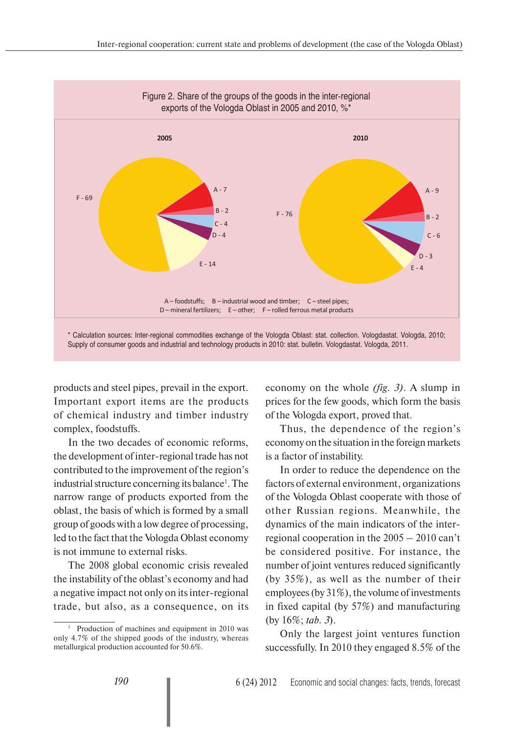Figure 2. Share of the groups of the goods in the inter-regional exports of the Vologda Oblast in 2005 and 2010, %*

| Group | 2005 | 2010 |
|---|---|---|
| A – foodstuffs | 7 | 9 |
| B – industrial wood and timber | 2 | 2 |
| C – steel pipes | 4 | 6 |
| D – mineral fertilizers | 4 | 3 |
| E – other | 14 | 4 |
| F – rolled ferrous metal products | 69 | 76 |

\* Calculation sources: Inter-regional commodities exchange of the Vologda Oblast: stat. collection. Vologdastat. Vologda, 2010; Supply of consumer goods and industrial and technology products in 2010: stat. bulletin. Vologdastat. Vologda, 2011.

products and steel pipes, prevail in the export. Important export items are the products of chemical industry and timber industry complex, foodstuffs.

In the two decades of economic reforms, the development of inter-regional trade has not contributed to the improvement of the region's industrial structure concerning its balance[1]. The narrow range of products exported from the oblast, the basis of which is formed by a small group of goods with a low degree of processing, led to the fact that the Vologda Oblast economy is not immune to external risks.

The 2008 global economic crisis revealed the instability of the oblast's economy and had a negative impact not only on its inter-regional trade, but also, as a consequence, on its economy on the whole *(fig. 3)*. A slump in prices for the few goods, which form the basis of the Vologda export, proved that.

Thus, the dependence of the region's economy on the situation in the foreign markets is a factor of instability.

In order to reduce the dependence on the factors of external environment, organizations of the Vologda Oblast cooperate with those of other Russian regions. Meanwhile, the dynamics of the main indicators of the inter-regional cooperation in the 2005 – 2010 can't be considered positive. For instance, the number of joint ventures reduced significantly (by 35%), as well as the number of their employees (by 31%), the volume of investments in fixed capital (by 57%) and manufacturing (by 16%; *tab. 3*).

Only the largest joint ventures function successfully. In 2010 they engaged 8.5% of the

[1] Production of machines and equipment in 2010 was only 4.7% of the shipped goods of the industry, whereas metallurgical production accounted for 50.6%.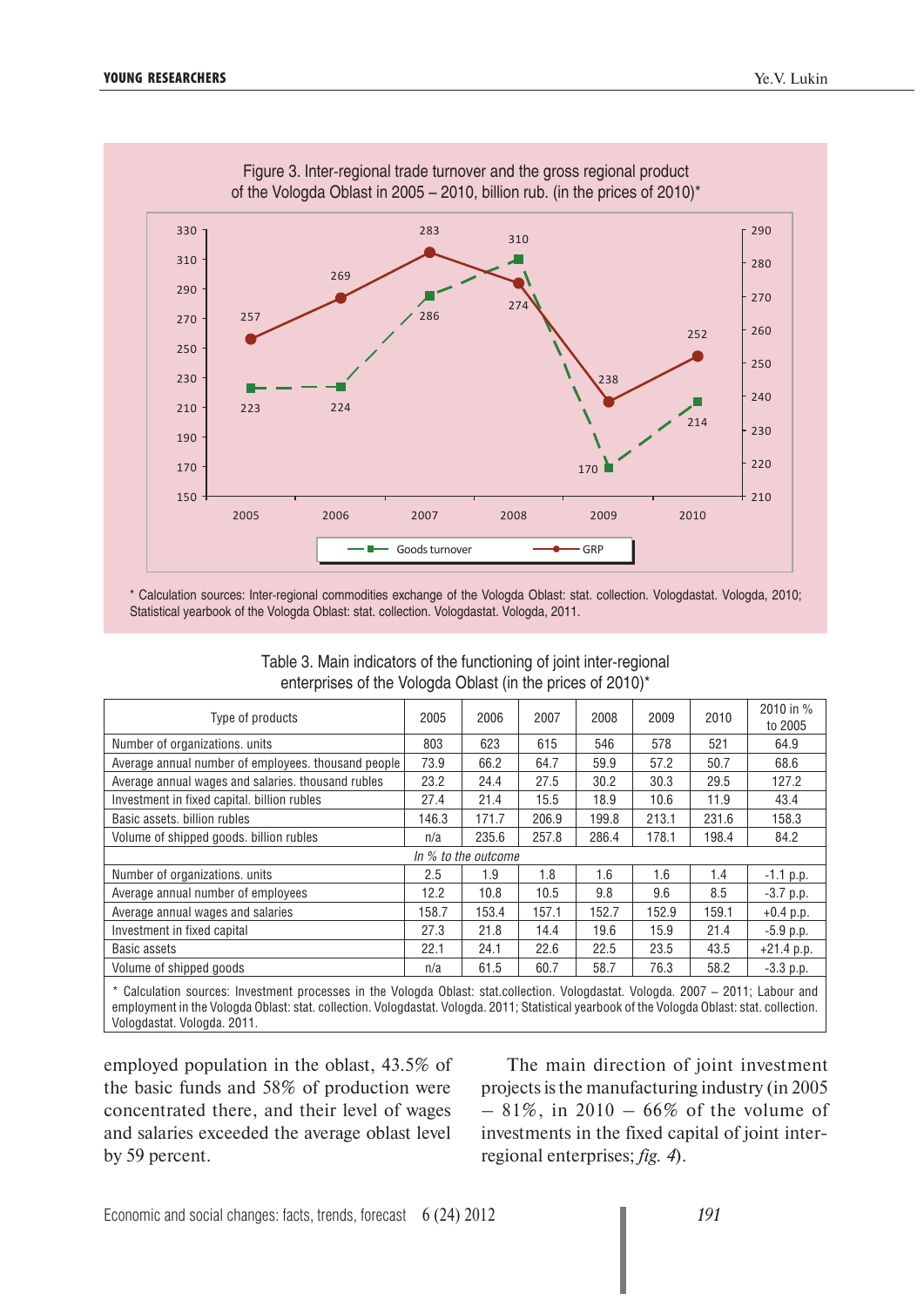Figure 3. Inter-regional trade turnover and the gross regional product of the Vologda Oblast in 2005 – 2010, billion rub. (in the prices of 2010)*

* Calculation sources: Inter-regional commodities exchange of the Vologda Oblast: stat. collection. Vologdastat. Vologda, 2010; Statistical yearbook of the Vologda Oblast: stat. collection. Vologdastat. Vologda, 2011.

Table 3. Main indicators of the functioning of joint inter-regional enterprises of the Vologda Oblast (in the prices of 2010)*

| Type of products | 2005 | 2006 | 2007 | 2008 | 2009 | 2010 | 2010 in % to 2005 |
|---|---|---|---|---|---|---|---|
| Number of organizations. units | 803 | 623 | 615 | 546 | 578 | 521 | 64.9 |
| Average annual number of employees. thousand people | 73.9 | 66.2 | 64.7 | 59.9 | 57.2 | 50.7 | 68.6 |
| Average annual wages and salaries. thousand rubles | 23.2 | 24.4 | 27.5 | 30.2 | 30.3 | 29.5 | 127.2 |
| Investment in fixed capital. billion rubles | 27.4 | 21.4 | 15.5 | 18.9 | 10.6 | 11.9 | 43.4 |
| Basic assets. billion rubles | 146.3 | 171.7 | 206.9 | 199.8 | 213.1 | 231.6 | 158.3 |
| Volume of shipped goods. billion rubles | n/a | 235.6 | 257.8 | 286.4 | 178.1 | 198.4 | 84.2 |
| *In % to the outcome* | | | | | | | |
| Number of organizations. units | 2.5 | 1.9 | 1.8 | 1.6 | 1.6 | 1.4 | -1.1 p.p. |
| Average annual number of employees | 12.2 | 10.8 | 10.5 | 9.8 | 9.6 | 8.5 | -3.7 p.p. |
| Average annual wages and salaries | 158.7 | 153.4 | 157.1 | 152.7 | 152.9 | 159.1 | +0.4 p.p. |
| Investment in fixed capital | 27.3 | 21.8 | 14.4 | 19.6 | 15.9 | 21.4 | -5.9 p.p. |
| Basic assets | 22.1 | 24.1 | 22.6 | 22.5 | 23.5 | 43.5 | +21.4 p.p. |
| Volume of shipped goods | n/a | 61.5 | 60.7 | 58.7 | 76.3 | 58.2 | -3.3 p.p. |

* Calculation sources: Investment processes in the Vologda Oblast: stat.collection. Vologdastat. Vologda. 2007 – 2011; Labour and employment in the Vologda Oblast: stat. collection. Vologdastat. Vologda. 2011; Statistical yearbook of the Vologda Oblast: stat. collection. Vologdastat. Vologda. 2011.

employed population in the oblast, 43.5% of the basic funds and 58% of production were concentrated there, and their level of wages and salaries exceeded the average oblast level by 59 percent.

The main direction of joint investment projects is the manufacturing industry (in 2005 – 81%, in 2010 – 66% of the volume of investments in the fixed capital of joint inter-regional enterprises; *fig. 4*).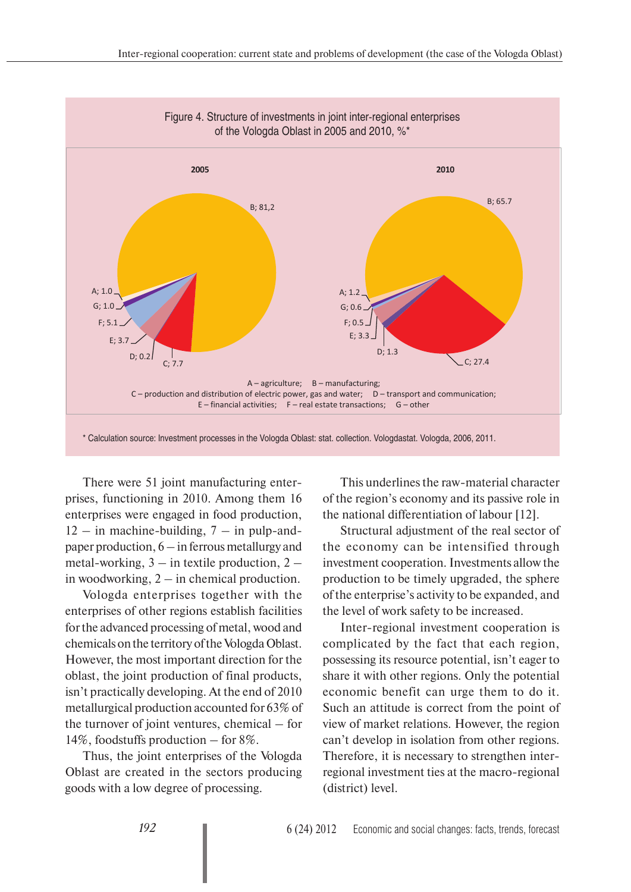Figure 4. Structure of investments in joint inter-regional enterprises of the Vologda Oblast in 2005 and 2010, %*

| Sector | 2005 | 2010 |
|---|---|---|
| A | 1.0 | 1.2 |
| B | 81,2 | 65.7 |
| C | 7.7 | 27.4 |
| D | 0.2 | 1.3 |
| E | 3.7 | 3.3 |
| F | 5.1 | 0.5 |
| G | 1.0 | 0.6 |

A – agriculture; B – manufacturing;
C – production and distribution of electric power, gas and water; D – transport and communication;
E – financial activities; F – real estate transactions; G – other

* Calculation source: Investment processes in the Vologda Oblast: stat. collection. Vologdastat. Vologda, 2006, 2011.

There were 51 joint manufacturing enterprises, functioning in 2010. Among them 16 enterprises were engaged in food production, 12 – in machine-building, 7 – in pulp-and-paper production, 6 – in ferrous metallurgy and metal-working, 3 – in textile production, 2 – in woodworking, 2 – in chemical production.

Vologda enterprises together with the enterprises of other regions establish facilities for the advanced processing of metal, wood and chemicals on the territory of the Vologda Oblast. However, the most important direction for the oblast, the joint production of final products, isn't practically developing. At the end of 2010 metallurgical production accounted for 63% of the turnover of joint ventures, chemical – for 14%, foodstuffs production – for 8%.

Thus, the joint enterprises of the Vologda Oblast are created in the sectors producing goods with a low degree of processing.

This underlines the raw-material character of the region's economy and its passive role in the national differentiation of labour [12].

Structural adjustment of the real sector of the economy can be intensified through investment cooperation. Investments allow the production to be timely upgraded, the sphere of the enterprise's activity to be expanded, and the level of work safety to be increased.

Inter-regional investment cooperation is complicated by the fact that each region, possessing its resource potential, isn't eager to share it with other regions. Only the potential economic benefit can urge them to do it. Such an attitude is correct from the point of view of market relations. However, the region can't develop in isolation from other regions. Therefore, it is necessary to strengthen inter-regional investment ties at the macro-regional (district) level.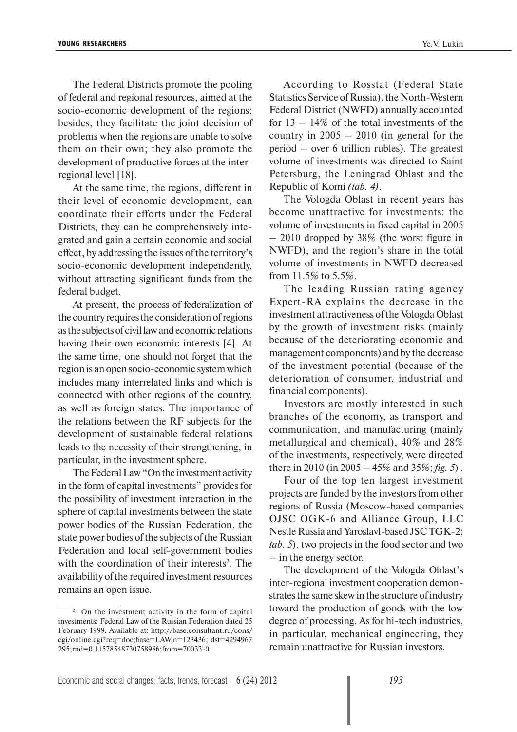The Federal Districts promote the pooling of federal and regional resources, aimed at the socio-economic development of the regions; besides, they facilitate the joint decision of problems when the regions are unable to solve them on their own; they also promote the development of productive forces at the inter-regional level [18].

At the same time, the regions, different in their level of economic development, can coordinate their efforts under the Federal Districts, they can be comprehensively integrated and gain a certain economic and social effect, by addressing the issues of the territory's socio-economic development independently, without attracting significant funds from the federal budget.

At present, the process of federalization of the country requires the consideration of regions as the subjects of civil law and economic relations having their own economic interests [4]. At the same time, one should not forget that the region is an open socio-economic system which includes many interrelated links and which is connected with other regions of the country, as well as foreign states. The importance of the relations between the RF subjects for the development of sustainable federal relations leads to the necessity of their strengthening, in particular, in the investment sphere.

The Federal Law "On the investment activity in the form of capital investments" provides for the possibility of investment interaction in the sphere of capital investments between the state power bodies of the Russian Federation, the state power bodies of the subjects of the Russian Federation and local self-government bodies with the coordination of their interests[2]. The availability of the required investment resources remains an open issue.

[2] On the investment activity in the form of capital investments: Federal Law of the Russian Federation dated 25 February 1999. Available at: http://base.consultant.ru/cons/cgi/online.cgi?req=doc;base=LAW;n=123436; dst=4294967295;rnd=0.11578548730758986;from=70033-0

According to Rosstat (Federal State Statistics Service of Russia), the North-Western Federal District (NWFD) annually accounted for 13 – 14% of the total investments of the country in 2005 – 2010 (in general for the period – over 6 trillion rubles). The greatest volume of investments was directed to Saint Petersburg, the Leningrad Oblast and the Republic of Komi *(tab. 4)*.

The Vologda Oblast in recent years has become unattractive for investments: the volume of investments in fixed capital in 2005 – 2010 dropped by 38% (the worst figure in NWFD), and the region's share in the total volume of investments in NWFD decreased from 11.5% to 5.5%.

The leading Russian rating agency Expert-RA explains the decrease in the investment attractiveness of the Vologda Oblast by the growth of investment risks (mainly because of the deteriorating economic and management components) and by the decrease of the investment potential (because of the deterioration of consumer, industrial and financial components).

Investors are mostly interested in such branches of the economy, as transport and communication, and manufacturing (mainly metallurgical and chemical), 40% and 28% of the investments, respectively, were directed there in 2010 (in 2005 – 45% and 35%; *fig. 5*) .

Four of the top ten largest investment projects are funded by the investors from other regions of Russia (Moscow-based companies OJSC OGK-6 and Alliance Group, LLC Nestle Russia and Yaroslavl-based JSC TGK-2; *tab. 5*), two projects in the food sector and two – in the energy sector.

The development of the Vologda Oblast's inter-regional investment cooperation demonstrates the same skew in the structure of industry toward the production of goods with the low degree of processing. As for hi-tech industries, in particular, mechanical engineering, they remain unattractive for Russian investors.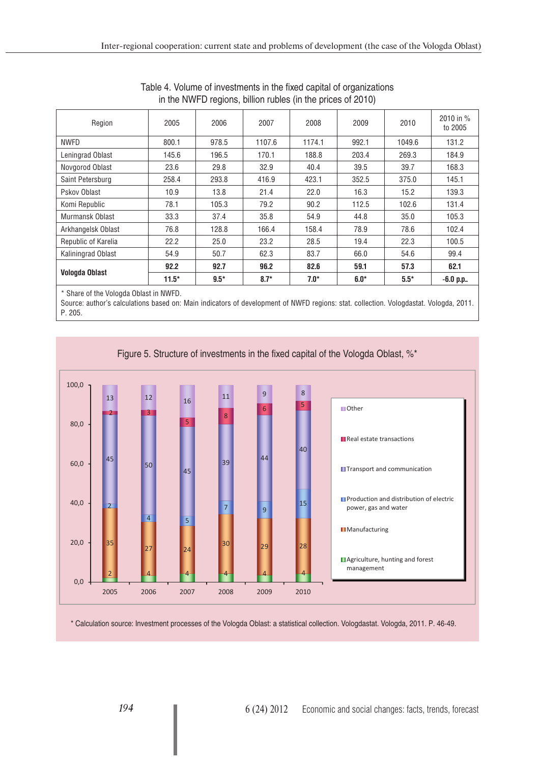Table 4. Volume of investments in the fixed capital of organizations in the NWFD regions, billion rubles (in the prices of 2010)

| Region | 2005 | 2006 | 2007 | 2008 | 2009 | 2010 | 2010 in % to 2005 |
|---|---|---|---|---|---|---|---|
| NWFD | 800.1 | 978.5 | 1107.6 | 1174.1 | 992.1 | 1049.6 | 131.2 |
| Leningrad Oblast | 145.6 | 196.5 | 170.1 | 188.8 | 203.4 | 269.3 | 184.9 |
| Novgorod Oblast | 23.6 | 29.8 | 32.9 | 40.4 | 39.5 | 39.7 | 168.3 |
| Saint Petersburg | 258.4 | 293.8 | 416.9 | 423.1 | 352.5 | 375.0 | 145.1 |
| Pskov Oblast | 10.9 | 13.8 | 21.4 | 22.0 | 16.3 | 15.2 | 139.3 |
| Komi Republic | 78.1 | 105.3 | 79.2 | 90.2 | 112.5 | 102.6 | 131.4 |
| Murmansk Oblast | 33.3 | 37.4 | 35.8 | 54.9 | 44.8 | 35.0 | 105.3 |
| Arkhangelsk Oblast | 76.8 | 128.8 | 166.4 | 158.4 | 78.9 | 78.6 | 102.4 |
| Republic of Karelia | 22.2 | 25.0 | 23.2 | 28.5 | 19.4 | 22.3 | 100.5 |
| Kaliningrad Oblast | 54.9 | 50.7 | 62.3 | 83.7 | 66.0 | 54.6 | 99.4 |
| **Vologda Oblast** | **92.2** | **92.7** | **96.2** | **82.6** | **59.1** | **57.3** | **62.1** |
| | **11.5*** | **9.5*** | **8.7*** | **7.0*** | **6.0*** | **5.5*** | **-6.0 p.p.** |

\* Share of the Vologda Oblast in NWFD.
Source: author's calculations based on: Main indicators of development of NWFD regions: stat. collection. Volgodastat. Vologda, 2011. P. 205.

Figure 5. Structure of investments in the fixed capital of the Vologda Oblast, %*

| Sector | 2005 | 2006 | 2007 | 2008 | 2009 | 2010 |
|---|---|---|---|---|---|---|
| Other | 13 | 12 | 16 | 11 | 9 | 8 |
| Real estate transactions | 2 | 3 | 5 | 8 | 6 | 5 |
| Transport and communication | 45 | 50 | 45 | 39 | 44 | 40 |
| Production and distribution of electric power, gas and water | 2 | 4 | 5 | 7 | 9 | 15 |
| Manufacturing | 35 | 27 | 24 | 30 | 29 | 28 |
| Agriculture, hunting and forest management | 2 | 4 | 4 | 4 | 4 | 4 |

\* Calculation source: Investment processes of the Vologda Oblast: a statistical collection. Vologdastat. Vologda, 2011. P. 46-49.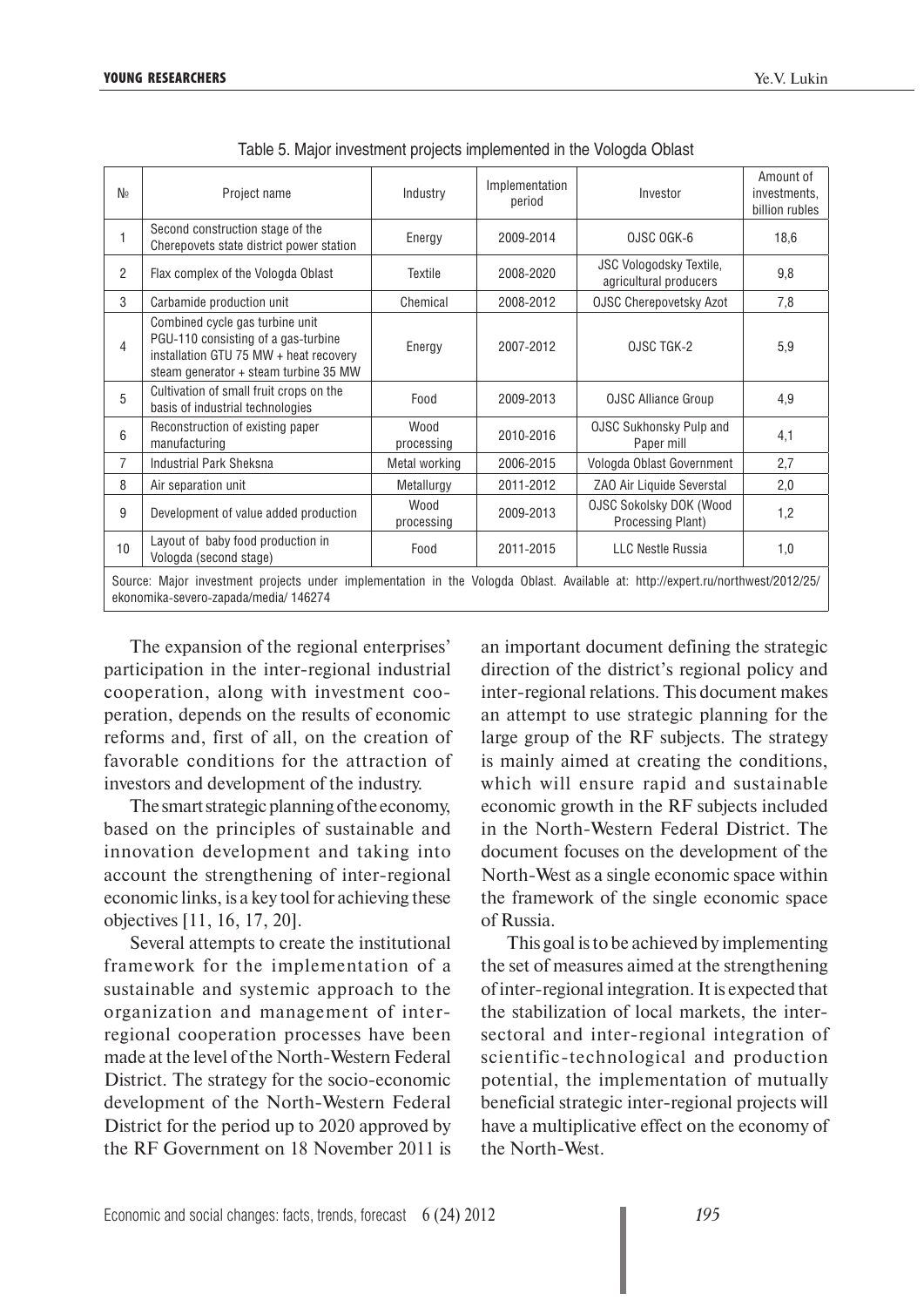Table 5. Major investment projects implemented in the Vologda Oblast

| № | Project name | Industry | Implementation period | Investor | Amount of investments, billion rubles |
|---|---|---|---|---|---|
| 1 | Second construction stage of the Cherepovets state district power station | Energy | 2009-2014 | OJSC OGK-6 | 18,6 |
| 2 | Flax complex of the Vologda Oblast | Textile | 2008-2020 | JSC Vologodsky Textile, agricultural producers | 9,8 |
| 3 | Carbamide production unit | Chemical | 2008-2012 | OJSC Cherepovetsky Azot | 7,8 |
| 4 | Combined cycle gas turbine unit PGU-110 consisting of a gas-turbine installation GTU 75 MW + heat recovery steam generator + steam turbine 35 MW | Energy | 2007-2012 | OJSC TGK-2 | 5,9 |
| 5 | Cultivation of small fruit crops on the basis of industrial technologies | Food | 2009-2013 | OJSC Alliance Group | 4,9 |
| 6 | Reconstruction of existing paper manufacturing | Wood processing | 2010-2016 | OJSC Sukhonsky Pulp and Paper mill | 4,1 |
| 7 | Industrial Park Sheksna | Metal working | 2006-2015 | Vologda Oblast Government | 2,7 |
| 8 | Air separation unit | Metallurgy | 2011-2012 | ZAO Air Liquide Severstal | 2,0 |
| 9 | Development of value added production | Wood processing | 2009-2013 | OJSC Sokolsky DOK (Wood Processing Plant) | 1,2 |
| 10 | Layout of baby food production in Vologda (second stage) | Food | 2011-2015 | LLC Nestle Russia | 1,0 |

Source: Major investment projects under implementation in the Vologda Oblast. Available at: http://expert.ru/northwest/2012/25/ekonomika-severo-zapada/media/ 146274

The expansion of the regional enterprises' participation in the inter-regional industrial cooperation, along with investment cooperation, depends on the results of economic reforms and, first of all, on the creation of favorable conditions for the attraction of investors and development of the industry.

The smart strategic planning of the economy, based on the principles of sustainable and innovation development and taking into account the strengthening of inter-regional economic links, is a key tool for achieving these objectives [11, 16, 17, 20].

Several attempts to create the institutional framework for the implementation of a sustainable and systemic approach to the organization and management of inter-regional cooperation processes have been made at the level of the North-Western Federal District. The strategy for the socio-economic development of the North-Western Federal District for the period up to 2020 approved by the RF Government on 18 November 2011 is an important document defining the strategic direction of the district's regional policy and inter-regional relations. This document makes an attempt to use strategic planning for the large group of the RF subjects. The strategy is mainly aimed at creating the conditions, which will ensure rapid and sustainable economic growth in the RF subjects included in the North-Western Federal District. The document focuses on the development of the North-West as a single economic space within the framework of the single economic space of Russia.

This goal is to be achieved by implementing the set of measures aimed at the strengthening of inter-regional integration. It is expected that the stabilization of local markets, the inter-sectoral and inter-regional integration of scientific-technological and production potential, the implementation of mutually beneficial strategic inter-regional projects will have a multiplicative effect on the economy of the North-West.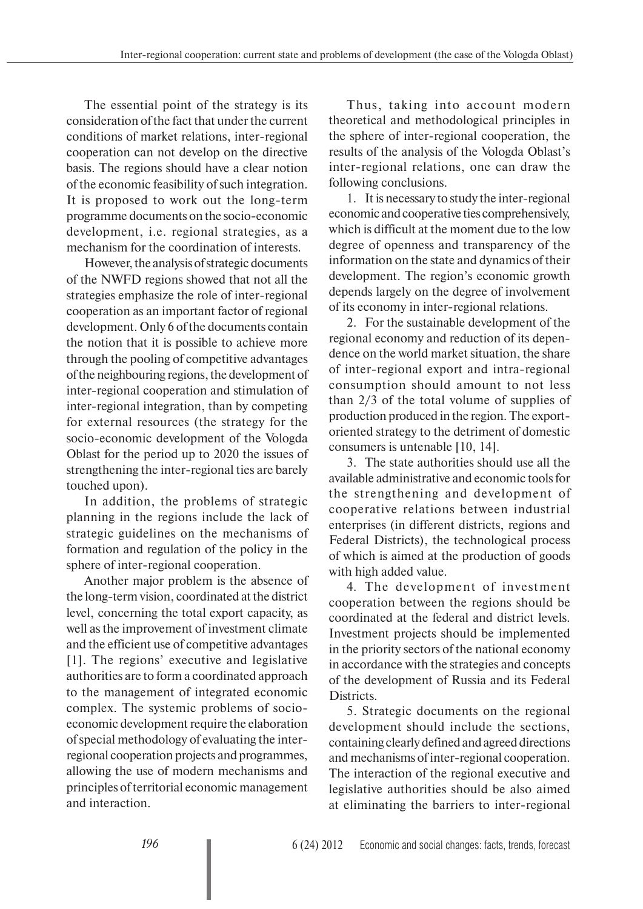The essential point of the strategy is its consideration of the fact that under the current conditions of market relations, inter-regional cooperation can not develop on the directive basis. The regions should have a clear notion of the economic feasibility of such integration. It is proposed to work out the long-term programme documents on the socio-economic development, i.e. regional strategies, as a mechanism for the coordination of interests.

However, the analysis of strategic documents of the NWFD regions showed that not all the strategies emphasize the role of inter-regional cooperation as an important factor of regional development. Only 6 of the documents contain the notion that it is possible to achieve more through the pooling of competitive advantages of the neighbouring regions, the development of inter-regional cooperation and stimulation of inter-regional integration, than by competing for external resources (the strategy for the socio-economic development of the Vologda Oblast for the period up to 2020 the issues of strengthening the inter-regional ties are barely touched upon).

In addition, the problems of strategic planning in the regions include the lack of strategic guidelines on the mechanisms of formation and regulation of the policy in the sphere of inter-regional cooperation.

Another major problem is the absence of the long-term vision, coordinated at the district level, concerning the total export capacity, as well as the improvement of investment climate and the efficient use of competitive advantages [1]. The regions' executive and legislative authorities are to form a coordinated approach to the management of integrated economic complex. The systemic problems of socio-economic development require the elaboration of special methodology of evaluating the inter-regional cooperation projects and programmes, allowing the use of modern mechanisms and principles of territorial economic management and interaction.

Thus, taking into account modern theoretical and methodological principles in the sphere of inter-regional cooperation, the results of the analysis of the Vologda Oblast's inter-regional relations, one can draw the following conclusions.

1. It is necessary to study the inter-regional economic and cooperative ties comprehensively, which is difficult at the moment due to the low degree of openness and transparency of the information on the state and dynamics of their development. The region's economic growth depends largely on the degree of involvement of its economy in inter-regional relations.

2. For the sustainable development of the regional economy and reduction of its dependence on the world market situation, the share of inter-regional export and intra-regional consumption should amount to not less than 2/3 of the total volume of supplies of production produced in the region. The export-oriented strategy to the detriment of domestic consumers is untenable [10, 14].

3. The state authorities should use all the available administrative and economic tools for the strengthening and development of cooperative relations between industrial enterprises (in different districts, regions and Federal Districts), the technological process of which is aimed at the production of goods with high added value.

4. The development of investment cooperation between the regions should be coordinated at the federal and district levels. Investment projects should be implemented in the priority sectors of the national economy in accordance with the strategies and concepts of the development of Russia and its Federal Districts.

5. Strategic documents on the regional development should include the sections, containing clearly defined and agreed directions and mechanisms of inter-regional cooperation. The interaction of the regional executive and legislative authorities should be also aimed at eliminating the barriers to inter-regional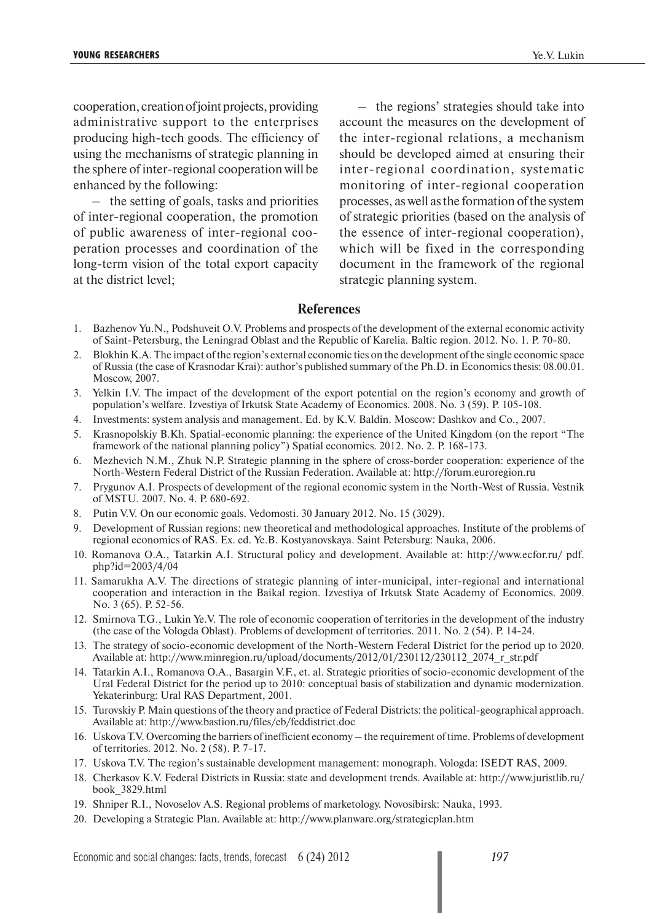cooperation, creation of joint projects, providing administrative support to the enterprises producing high-tech goods. The efficiency of using the mechanisms of strategic planning in the sphere of inter-regional cooperation will be enhanced by the following:

– the setting of goals, tasks and priorities of inter-regional cooperation, the promotion of public awareness of inter-regional cooperation processes and coordination of the long-term vision of the total export capacity at the district level;

– the regions' strategies should take into account the measures on the development of the inter-regional relations, a mechanism should be developed aimed at ensuring their inter-regional coordination, systematic monitoring of inter-regional cooperation processes, as well as the formation of the system of strategic priorities (based on the analysis of the essence of inter-regional cooperation), which will be fixed in the corresponding document in the framework of the regional strategic planning system.

## References

1. Bazhenov Yu.N., Podshuveit O.V. Problems and prospects of the development of the external economic activity of Saint-Petersburg, the Leningrad Oblast and the Republic of Karelia. Baltic region. 2012. No. 1. P. 70-80.
2. Blokhin K.A. The impact of the region's external economic ties on the development of the single economic space of Russia (the case of Krasnodar Krai): author's published summary of the Ph.D. in Economics thesis: 08.00.01. Moscow, 2007.
3. Yelkin I.V. The impact of the development of the export potential on the region's economy and growth of population's welfare. Izvestiya of Irkutsk State Academy of Economics. 2008. No. 3 (59). P. 105-108.
4. Investments: system analysis and management. Ed. by K.V. Baldin. Moscow: Dashkov and Co., 2007.
5. Krasnopolskiy B.Kh. Spatial-economic planning: the experience of the United Kingdom (on the report "The framework of the national planning policy") Spatial economics. 2012. No. 2. P. 168-173.
6. Mezhevich N.M., Zhuk N.P. Strategic planning in the sphere of cross-border cooperation: experience of the North-Western Federal District of the Russian Federation. Available at: http://forum.euroregion.ru
7. Prygunov A.I. Prospects of development of the regional economic system in the North-West of Russia. Vestnik of MSTU. 2007. No. 4. P. 680-692.
8. Putin V.V. On our economic goals. Vedomosti. 30 January 2012. No. 15 (3029).
9. Development of Russian regions: new theoretical and methodological approaches. Institute of the problems of regional economics of RAS. Ex. ed. Ye.B. Kostyanovskaya. Saint Petersburg: Nauka, 2006.
10. Romanova O.A., Tatarkin A.I. Structural policy and development. Available at: http://www.ecfor.ru/ pdf.php?id=2003/4/04
11. Samarukha A.V. The directions of strategic planning of inter-municipal, inter-regional and international cooperation and interaction in the Baikal region. Izvestiya of Irkutsk State Academy of Economics. 2009. No. 3 (65). P. 52-56.
12. Smirnova T.G., Lukin Ye.V. The role of economic cooperation of territories in the development of the industry (the case of the Vologda Oblast). Problems of development of territories. 2011. No. 2 (54). P. 14-24.
13. The strategy of socio-economic development of the North-Western Federal District for the period up to 2020. Available at: http://www.minregion.ru/upload/documents/2012/01/230112/230112_2074_r_str.pdf
14. Tatarkin A.I., Romanova O.A., Basargin V.F., et. al. Strategic priorities of socio-economic development of the Ural Federal District for the period up to 2010: conceptual basis of stabilization and dynamic modernization. Yekaterinburg: Ural RAS Department, 2001.
15. Turovskiy P. Main questions of the theory and practice of Federal Districts: the political-geographical approach. Available at: http://www.bastion.ru/files/eb/feddistrict.doc
16. Uskova T.V. Overcoming the barriers of inefficient economy – the requirement of time. Problems of development of territories. 2012. No. 2 (58). P. 7-17.
17. Uskova T.V. The region's sustainable development management: monograph. Vologda: ISEDT RAS, 2009.
18. Cherkasov K.V. Federal Districts in Russia: state and development trends. Available at: http://www.juristlib.ru/ book_3829.html
19. Shniper R.I., Novoselov A.S. Regional problems of marketology. Novosibirsk: Nauka, 1993.
20. Developing a Strategic Plan. Available at: http://www.planware.org/strategicplan.htm